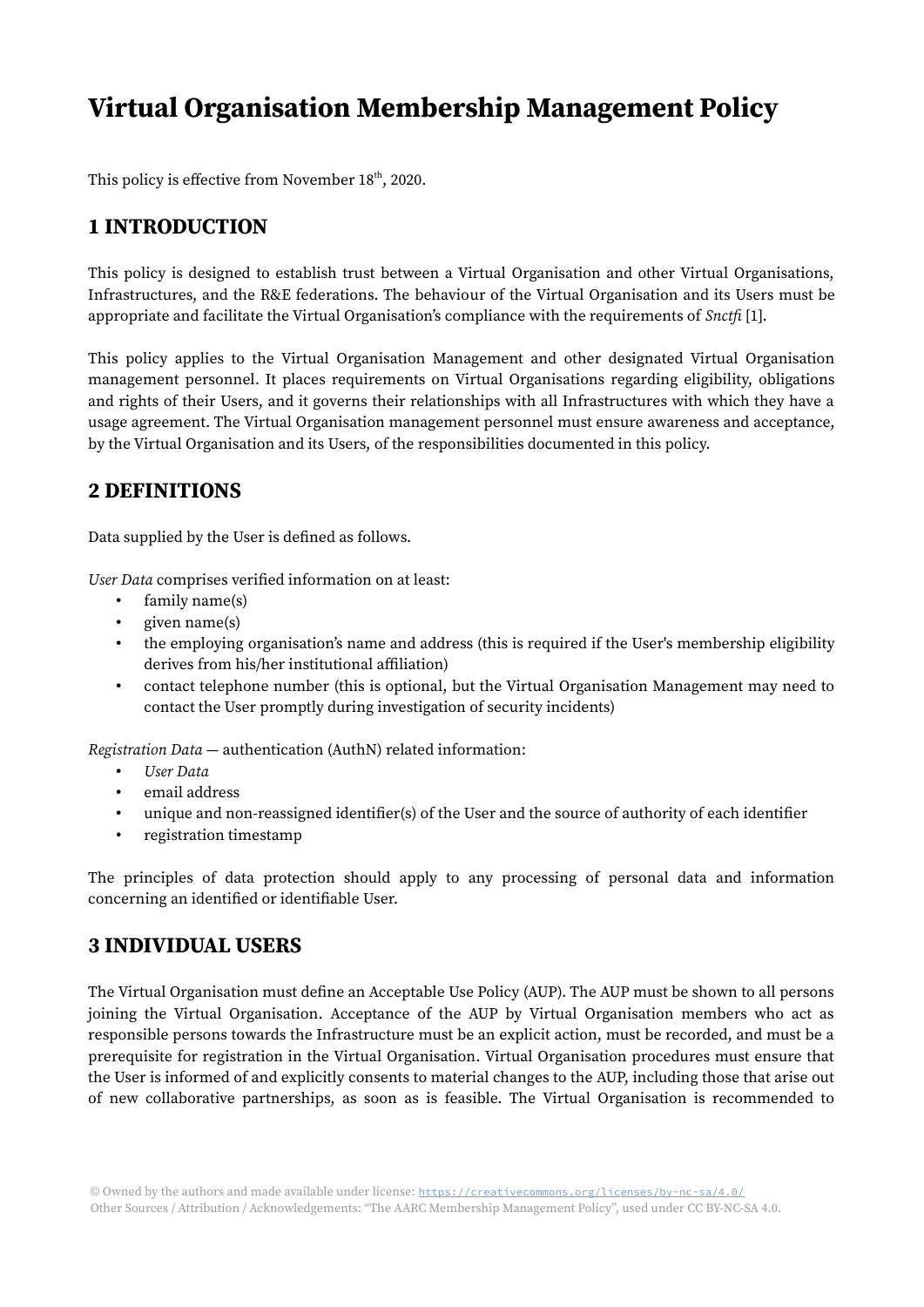# Virtual Organisation Membership Management Policy

This policy is effective from November 18th, 2020.

## 1 INTRODUCTION

This policy is designed to establish trust between a Virtual Organisation and other Virtual Organisations, Infrastructures, and the R&E federations. The behaviour of the Virtual Organisation and its Users must be appropriate and facilitate the Virtual Organisation's compliance with the requirements of *Snctfi* [1].

This policy applies to the Virtual Organisation Management and other designated Virtual Organisation management personnel. It places requirements on Virtual Organisations regarding eligibility, obligations and rights of their Users, and it governs their relationships with all Infrastructures with which they have a usage agreement. The Virtual Organisation management personnel must ensure awareness and acceptance, by the Virtual Organisation and its Users, of the responsibilities documented in this policy.

## 2 DEFINITIONS

Data supplied by the User is defined as follows.

*User Data* comprises verified information on at least:

- family name(s)
- given name(s)
- the employing organisation's name and address (this is required if the User's membership eligibility derives from his/her institutional affiliation)
- contact telephone number (this is optional, but the Virtual Organisation Management may need to contact the User promptly during investigation of security incidents)

*Registration Data* — authentication (AuthN) related information:

- *User Data*
- email address
- unique and non-reassigned identifier(s) of the User and the source of authority of each identifier
- registration timestamp

The principles of data protection should apply to any processing of personal data and information concerning an identified or identifiable User.

## 3 INDIVIDUAL USERS

The Virtual Organisation must define an Acceptable Use Policy (AUP). The AUP must be shown to all persons joining the Virtual Organisation. Acceptance of the AUP by Virtual Organisation members who act as responsible persons towards the Infrastructure must be an explicit action, must be recorded, and must be a prerequisite for registration in the Virtual Organisation. Virtual Organisation procedures must ensure that the User is informed of and explicitly consents to material changes to the AUP, including those that arise out of new collaborative partnerships, as soon as is feasible. The Virtual Organisation is recommended to

© Owned by the authors and made available under license: https://creativecommons.org/licenses/by-nc-sa/4.0/
Other Sources / Attribution / Acknowledgements: "The AARC Membership Management Policy", used under CC BY-NC-SA 4.0.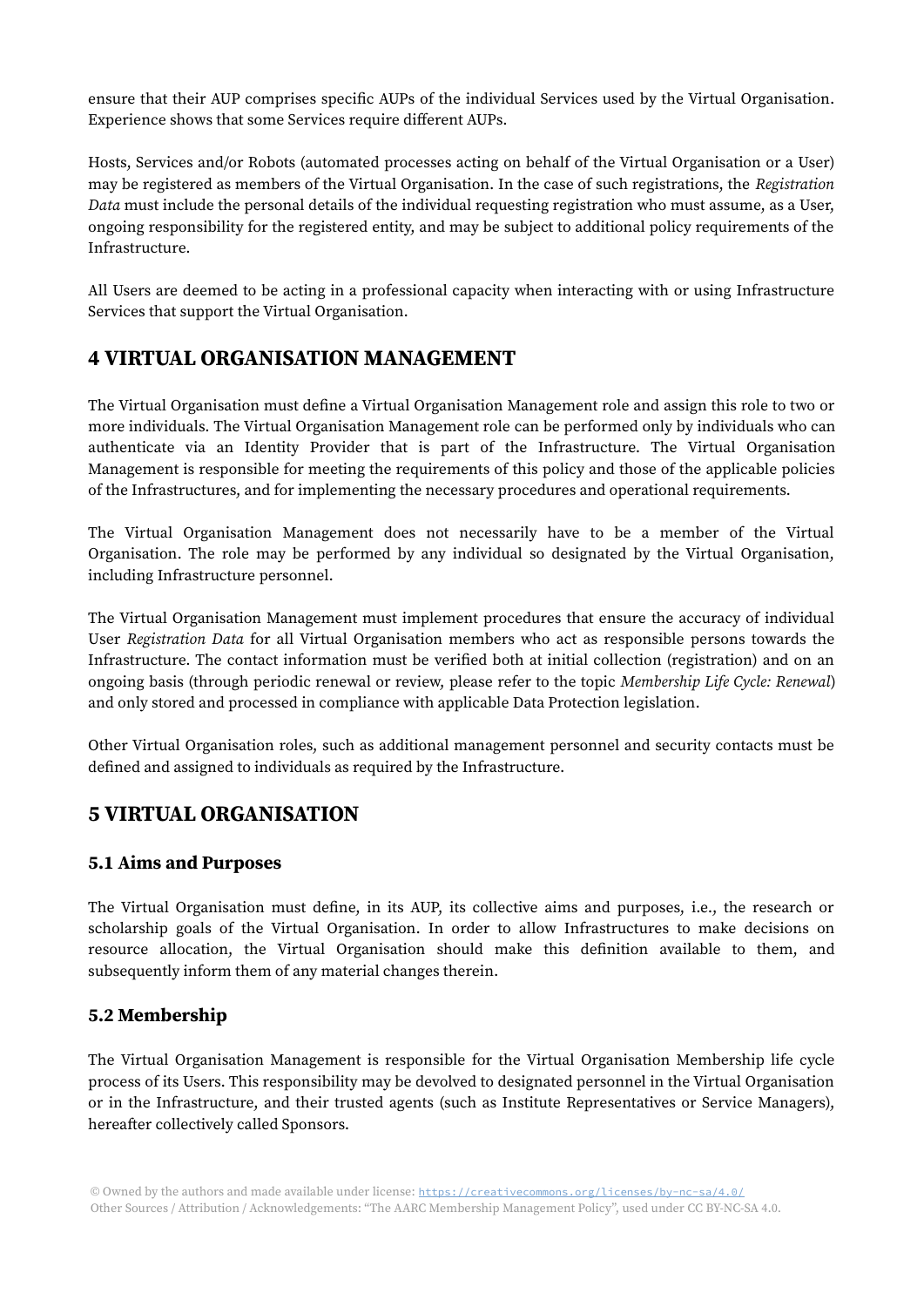ensure that their AUP comprises specific AUPs of the individual Services used by the Virtual Organisation. Experience shows that some Services require different AUPs.

Hosts, Services and/or Robots (automated processes acting on behalf of the Virtual Organisation or a User) may be registered as members of the Virtual Organisation. In the case of such registrations, the *Registration Data* must include the personal details of the individual requesting registration who must assume, as a User, ongoing responsibility for the registered entity, and may be subject to additional policy requirements of the Infrastructure.

All Users are deemed to be acting in a professional capacity when interacting with or using Infrastructure Services that support the Virtual Organisation.

## 4 VIRTUAL ORGANISATION MANAGEMENT

The Virtual Organisation must define a Virtual Organisation Management role and assign this role to two or more individuals. The Virtual Organisation Management role can be performed only by individuals who can authenticate via an Identity Provider that is part of the Infrastructure. The Virtual Organisation Management is responsible for meeting the requirements of this policy and those of the applicable policies of the Infrastructures, and for implementing the necessary procedures and operational requirements.

The Virtual Organisation Management does not necessarily have to be a member of the Virtual Organisation. The role may be performed by any individual so designated by the Virtual Organisation, including Infrastructure personnel.

The Virtual Organisation Management must implement procedures that ensure the accuracy of individual User *Registration Data* for all Virtual Organisation members who act as responsible persons towards the Infrastructure. The contact information must be verified both at initial collection (registration) and on an ongoing basis (through periodic renewal or review, please refer to the topic *Membership Life Cycle: Renewal*) and only stored and processed in compliance with applicable Data Protection legislation.

Other Virtual Organisation roles, such as additional management personnel and security contacts must be defined and assigned to individuals as required by the Infrastructure.

## 5 VIRTUAL ORGANISATION

### 5.1 Aims and Purposes

The Virtual Organisation must define, in its AUP, its collective aims and purposes, i.e., the research or scholarship goals of the Virtual Organisation. In order to allow Infrastructures to make decisions on resource allocation, the Virtual Organisation should make this definition available to them, and subsequently inform them of any material changes therein.

### 5.2 Membership

The Virtual Organisation Management is responsible for the Virtual Organisation Membership life cycle process of its Users. This responsibility may be devolved to designated personnel in the Virtual Organisation or in the Infrastructure, and their trusted agents (such as Institute Representatives or Service Managers), hereafter collectively called Sponsors.

© Owned by the authors and made available under license: https://creativecommons.org/licenses/by-nc-sa/4.0/
Other Sources / Attribution / Acknowledgements: "The AARC Membership Management Policy", used under CC BY-NC-SA 4.0.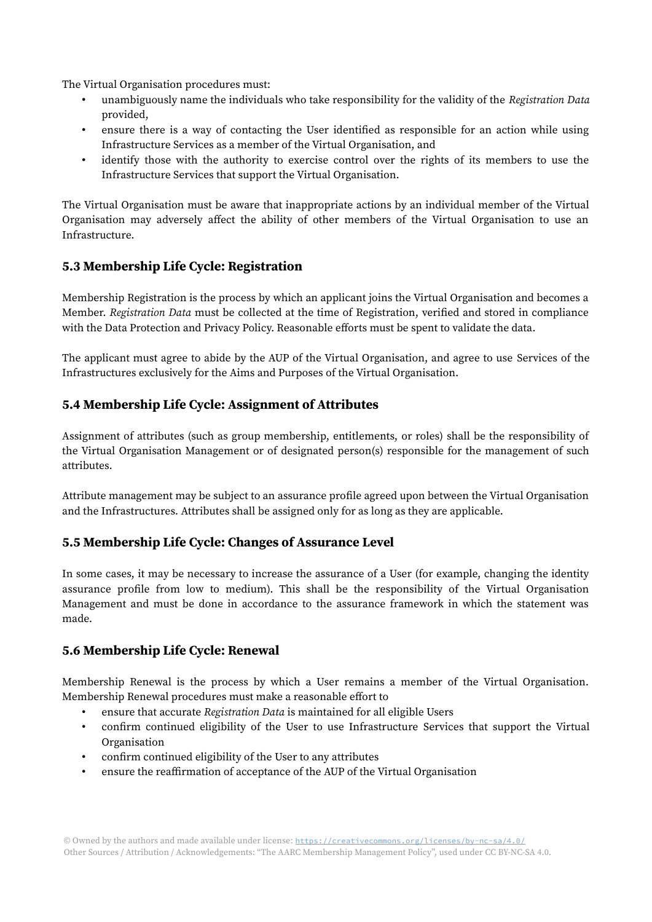The Virtual Organisation procedures must:

- unambiguously name the individuals who take responsibility for the validity of the *Registration Data* provided,
- ensure there is a way of contacting the User identified as responsible for an action while using Infrastructure Services as a member of the Virtual Organisation, and
- identify those with the authority to exercise control over the rights of its members to use the Infrastructure Services that support the Virtual Organisation.

The Virtual Organisation must be aware that inappropriate actions by an individual member of the Virtual Organisation may adversely affect the ability of other members of the Virtual Organisation to use an Infrastructure.

### 5.3 Membership Life Cycle: Registration

Membership Registration is the process by which an applicant joins the Virtual Organisation and becomes a Member. *Registration Data* must be collected at the time of Registration, verified and stored in compliance with the Data Protection and Privacy Policy. Reasonable efforts must be spent to validate the data.

The applicant must agree to abide by the AUP of the Virtual Organisation, and agree to use Services of the Infrastructures exclusively for the Aims and Purposes of the Virtual Organisation.

### 5.4 Membership Life Cycle: Assignment of Attributes

Assignment of attributes (such as group membership, entitlements, or roles) shall be the responsibility of the Virtual Organisation Management or of designated person(s) responsible for the management of such attributes.

Attribute management may be subject to an assurance profile agreed upon between the Virtual Organisation and the Infrastructures. Attributes shall be assigned only for as long as they are applicable.

### 5.5 Membership Life Cycle: Changes of Assurance Level

In some cases, it may be necessary to increase the assurance of a User (for example, changing the identity assurance profile from low to medium). This shall be the responsibility of the Virtual Organisation Management and must be done in accordance to the assurance framework in which the statement was made.

### 5.6 Membership Life Cycle: Renewal

Membership Renewal is the process by which a User remains a member of the Virtual Organisation. Membership Renewal procedures must make a reasonable effort to

- ensure that accurate *Registration Data* is maintained for all eligible Users
- confirm continued eligibility of the User to use Infrastructure Services that support the Virtual Organisation
- confirm continued eligibility of the User to any attributes
- ensure the reaffirmation of acceptance of the AUP of the Virtual Organisation

© Owned by the authors and made available under license: https://creativecommons.org/licenses/by-nc-sa/4.0/
Other Sources / Attribution / Acknowledgements: "The AARC Membership Management Policy", used under CC BY-NC-SA 4.0.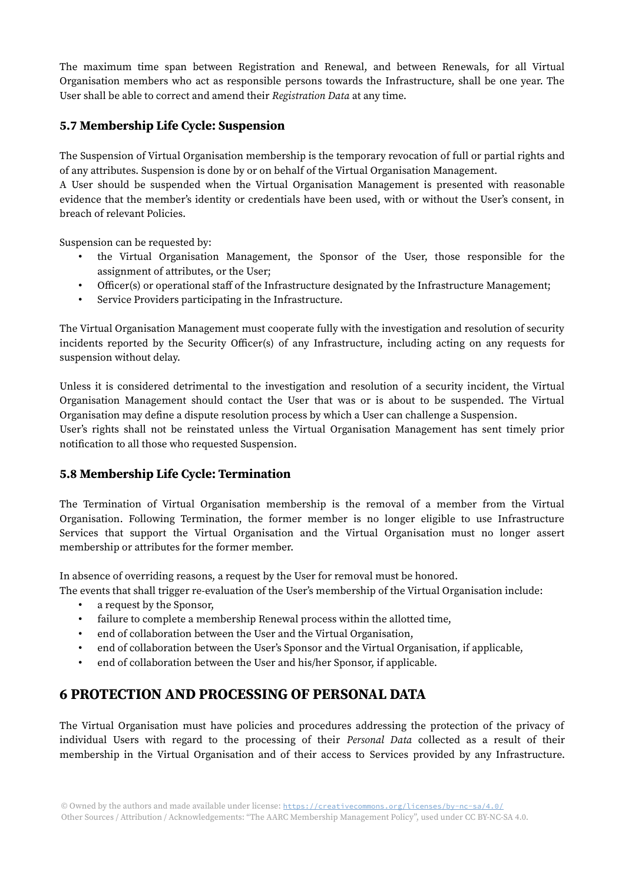The maximum time span between Registration and Renewal, and between Renewals, for all Virtual Organisation members who act as responsible persons towards the Infrastructure, shall be one year. The User shall be able to correct and amend their *Registration Data* at any time.

### 5.7 Membership Life Cycle: Suspension

The Suspension of Virtual Organisation membership is the temporary revocation of full or partial rights and of any attributes. Suspension is done by or on behalf of the Virtual Organisation Management.
A User should be suspended when the Virtual Organisation Management is presented with reasonable evidence that the member's identity or credentials have been used, with or without the User's consent, in breach of relevant Policies.

Suspension can be requested by:

- the Virtual Organisation Management, the Sponsor of the User, those responsible for the assignment of attributes, or the User;
- Officer(s) or operational staff of the Infrastructure designated by the Infrastructure Management;
- Service Providers participating in the Infrastructure.

The Virtual Organisation Management must cooperate fully with the investigation and resolution of security incidents reported by the Security Officer(s) of any Infrastructure, including acting on any requests for suspension without delay.

Unless it is considered detrimental to the investigation and resolution of a security incident, the Virtual Organisation Management should contact the User that was or is about to be suspended. The Virtual Organisation may define a dispute resolution process by which a User can challenge a Suspension.
User's rights shall not be reinstated unless the Virtual Organisation Management has sent timely prior notification to all those who requested Suspension.

### 5.8 Membership Life Cycle: Termination

The Termination of Virtual Organisation membership is the removal of a member from the Virtual Organisation. Following Termination, the former member is no longer eligible to use Infrastructure Services that support the Virtual Organisation and the Virtual Organisation must no longer assert membership or attributes for the former member.

In absence of overriding reasons, a request by the User for removal must be honored.
The events that shall trigger re-evaluation of the User's membership of the Virtual Organisation include:

- a request by the Sponsor,
- failure to complete a membership Renewal process within the allotted time,
- end of collaboration between the User and the Virtual Organisation,
- end of collaboration between the User's Sponsor and the Virtual Organisation, if applicable,
- end of collaboration between the User and his/her Sponsor, if applicable.

## 6 PROTECTION AND PROCESSING OF PERSONAL DATA

The Virtual Organisation must have policies and procedures addressing the protection of the privacy of individual Users with regard to the processing of their *Personal Data* collected as a result of their membership in the Virtual Organisation and of their access to Services provided by any Infrastructure.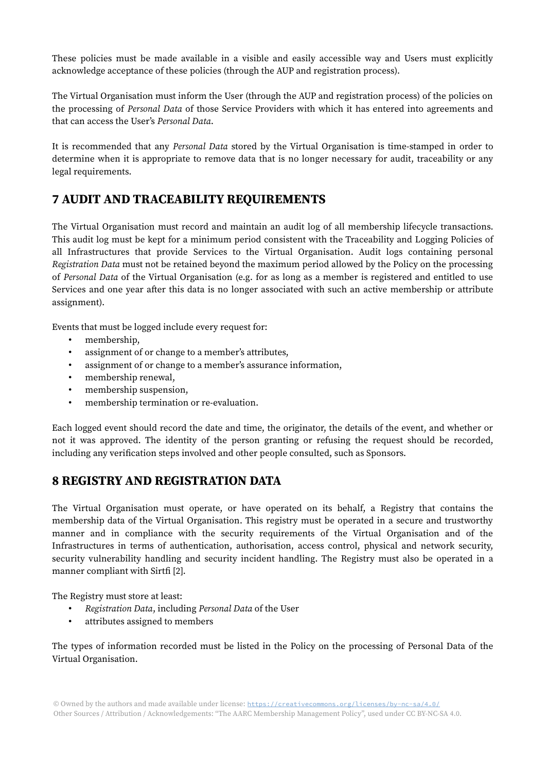These policies must be made available in a visible and easily accessible way and Users must explicitly acknowledge acceptance of these policies (through the AUP and registration process).

The Virtual Organisation must inform the User (through the AUP and registration process) of the policies on the processing of *Personal Data* of those Service Providers with which it has entered into agreements and that can access the User's *Personal Data*.

It is recommended that any *Personal Data* stored by the Virtual Organisation is time-stamped in order to determine when it is appropriate to remove data that is no longer necessary for audit, traceability or any legal requirements.

## 7 AUDIT AND TRACEABILITY REQUIREMENTS

The Virtual Organisation must record and maintain an audit log of all membership lifecycle transactions. This audit log must be kept for a minimum period consistent with the Traceability and Logging Policies of all Infrastructures that provide Services to the Virtual Organisation. Audit logs containing personal *Registration Data* must not be retained beyond the maximum period allowed by the Policy on the processing of *Personal Data* of the Virtual Organisation (e.g. for as long as a member is registered and entitled to use Services and one year after this data is no longer associated with such an active membership or attribute assignment).

Events that must be logged include every request for:

- membership,
- assignment of or change to a member's attributes,
- assignment of or change to a member's assurance information,
- membership renewal,
- membership suspension,
- membership termination or re-evaluation.

Each logged event should record the date and time, the originator, the details of the event, and whether or not it was approved. The identity of the person granting or refusing the request should be recorded, including any verification steps involved and other people consulted, such as Sponsors.

## 8 REGISTRY AND REGISTRATION DATA

The Virtual Organisation must operate, or have operated on its behalf, a Registry that contains the membership data of the Virtual Organisation. This registry must be operated in a secure and trustworthy manner and in compliance with the security requirements of the Virtual Organisation and of the Infrastructures in terms of authentication, authorisation, access control, physical and network security, security vulnerability handling and security incident handling. The Registry must also be operated in a manner compliant with Sirtfi [2].

The Registry must store at least:

- *Registration Data*, including *Personal Data* of the User
- attributes assigned to members

The types of information recorded must be listed in the Policy on the processing of Personal Data of the Virtual Organisation.

© Owned by the authors and made available under license: https://creativecommons.org/licenses/by-nc-sa/4.0/
Other Sources / Attribution / Acknowledgements: "The AARC Membership Management Policy", used under CC BY-NC-SA 4.0.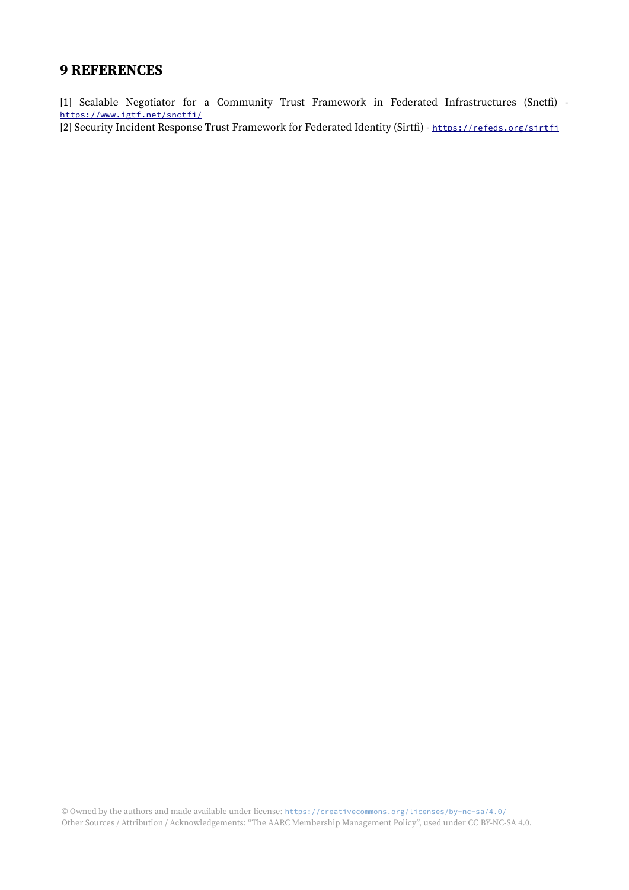# 9 REFERENCES

[1] Scalable Negotiator for a Community Trust Framework in Federated Infrastructures (Snctfi) - https://www.igtf.net/snctfi/

[2] Security Incident Response Trust Framework for Federated Identity (Sirtfi) - https://refeds.org/sirtfi